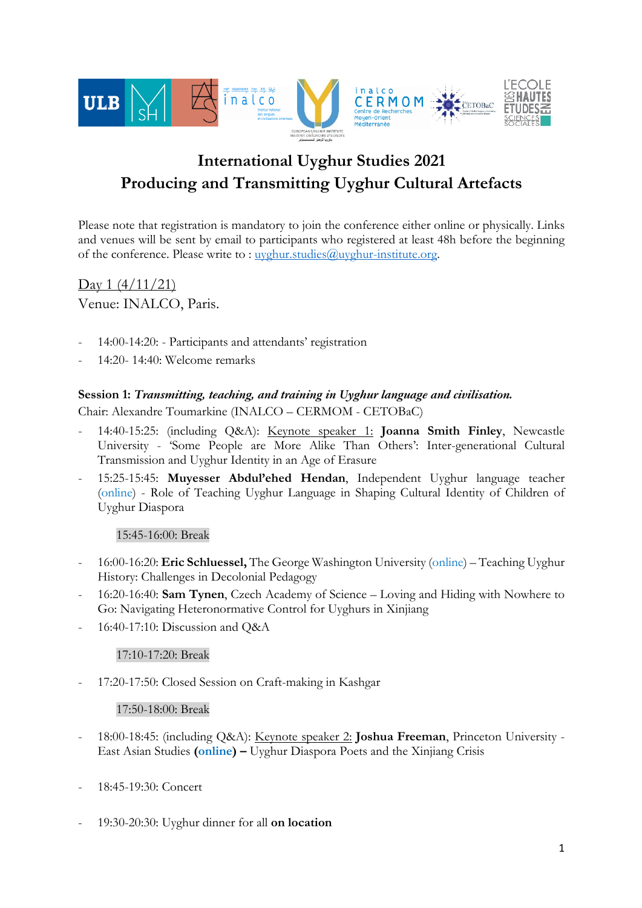# International Uyghur Studies 2021
# Producing and Transmitting Uyghur Cultural Artefacts

Please note that registration is mandatory to join the conference either online or physically. Links and venues will be sent by email to participants who registered at least 48h before the beginning of the conference. Please write to : uyghur.studies@uyghur-institute.org.

## Day 1 (4/11/21)

Venue: INALCO, Paris.

- 14:00-14:20: - Participants and attendants' registration
- 14:20- 14:40: Welcome remarks

**Session 1: *Transmitting, teaching, and training in Uyghur language and civilisation.***
Chair: Alexandre Toumarkine (INALCO – CERMOM - CETOBaC)

- 14:40-15:25: (including Q&A): Keynote speaker 1: **Joanna Smith Finley**, Newcastle University - 'Some People are More Alike Than Others': Inter-generational Cultural Transmission and Uyghur Identity in an Age of Erasure
- 15:25-15:45: **Muyesser Abdul'ehed Hendan**, Independent Uyghur language teacher (online) - Role of Teaching Uyghur Language in Shaping Cultural Identity of Children of Uyghur Diaspora

15:45-16:00: Break

- 16:00-16:20: **Eric Schluessel,** The George Washington University (online) – Teaching Uyghur History: Challenges in Decolonial Pedagogy
- 16:20-16:40: **Sam Tynen**, Czech Academy of Science – Loving and Hiding with Nowhere to Go: Navigating Heteronormative Control for Uyghurs in Xinjiang
- 16:40-17:10: Discussion and Q&A

17:10-17:20: Break

- 17:20-17:50: Closed Session on Craft-making in Kashgar

17:50-18:00: Break

- 18:00-18:45: (including Q&A): Keynote speaker 2: **Joshua Freeman**, Princeton University - East Asian Studies **(online) –** Uyghur Diaspora Poets and the Xinjiang Crisis

- 18:45-19:30: Concert

- 19:30-20:30: Uyghur dinner for all **on location**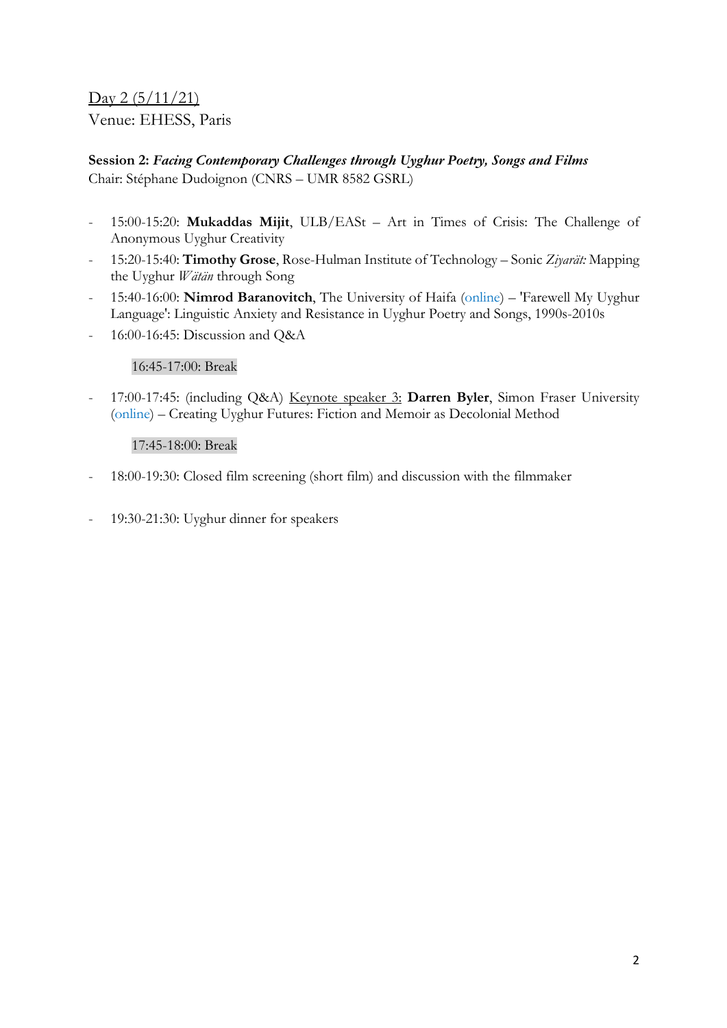Day 2 (5/11/21)
Venue: EHESS, Paris

**Session 2: *Facing Contemporary Challenges through Uyghur Poetry, Songs and Films***
Chair: Stéphane Dudoignon (CNRS – UMR 8582 GSRL)

- 15:00-15:20: **Mukaddas Mijit**, ULB/EASt – Art in Times of Crisis: The Challenge of Anonymous Uyghur Creativity
- 15:20-15:40: **Timothy Grose**, Rose-Hulman Institute of Technology – Sonic *Ziyarät:* Mapping the Uyghur *Wätän* through Song
- 15:40-16:00: **Nimrod Baranovitch**, The University of Haifa (online) – 'Farewell My Uyghur Language': Linguistic Anxiety and Resistance in Uyghur Poetry and Songs, 1990s-2010s
- 16:00-16:45: Discussion and Q&A

16:45-17:00: Break

- 17:00-17:45: (including Q&A) Keynote speaker 3: **Darren Byler**, Simon Fraser University (online) – Creating Uyghur Futures: Fiction and Memoir as Decolonial Method

17:45-18:00: Break

- 18:00-19:30: Closed film screening (short film) and discussion with the filmmaker

- 19:30-21:30: Uyghur dinner for speakers